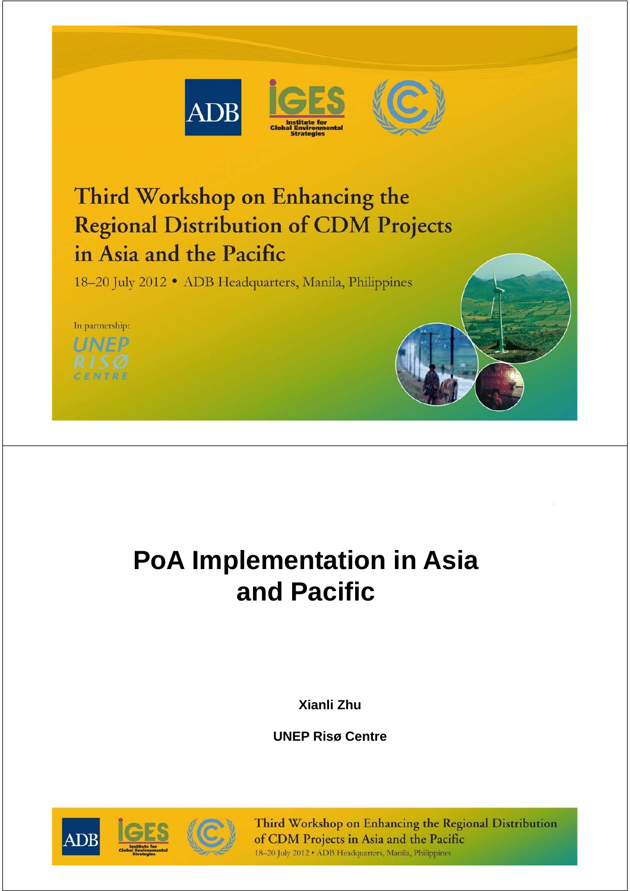# Third Workshop on Enhancing the Regional Distribution of CDM Projects in Asia and the Pacific

18–20 July 2012 • ADB Headquarters, Manila, Philippines

In partnership:

UNEP RISØ CENTRE

# PoA Implementation in Asia and Pacific

**Xianli Zhu**

**UNEP Risø Centre**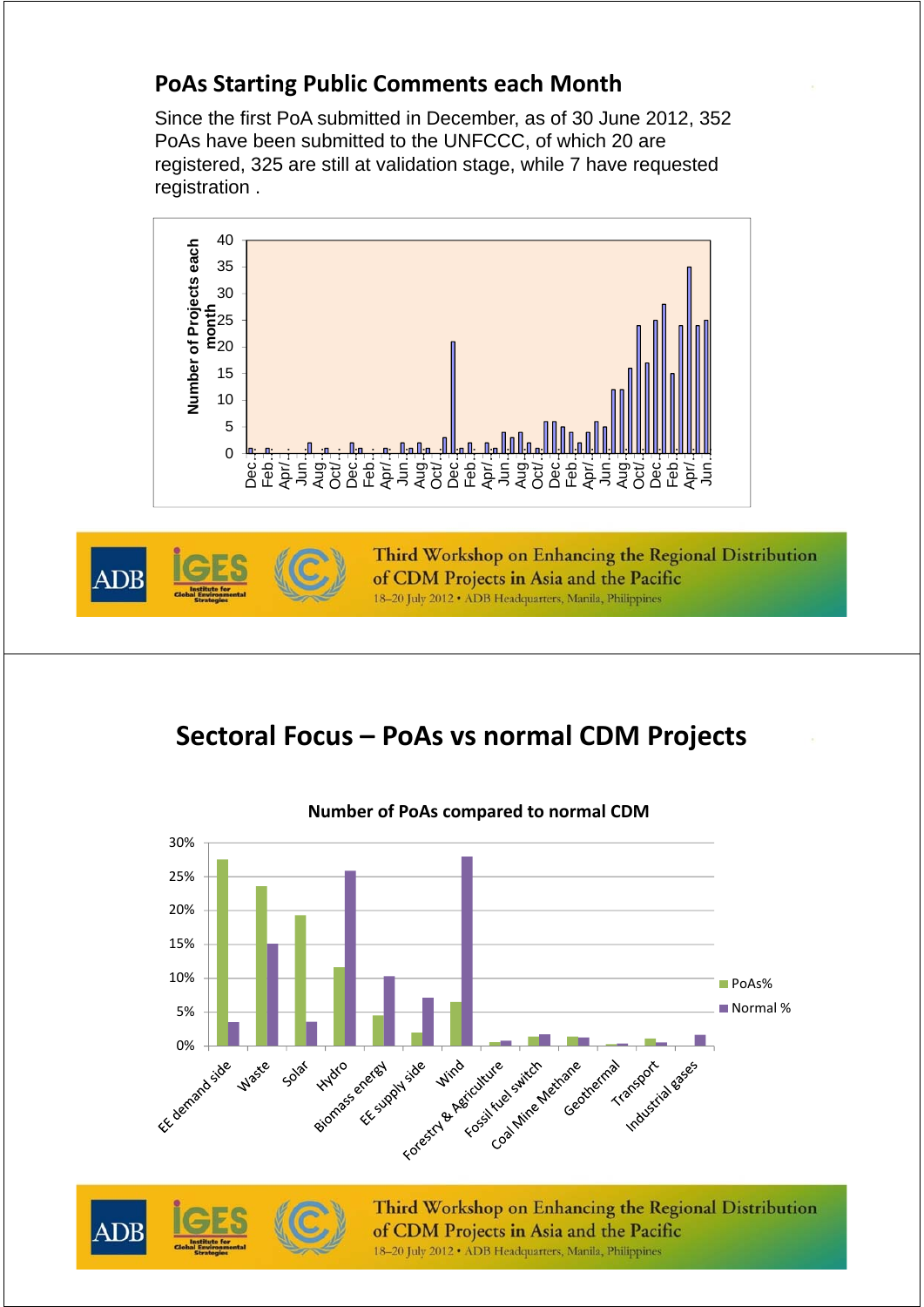## PoAs Starting Public Comments each Month

Since the first PoA submitted in December, as of 30 June 2012, 352 PoAs have been submitted to the UNFCCC, of which 20 are registered, 325 are still at validation stage, while 7 have requested registration .

## Sectoral Focus – PoAs vs normal CDM Projects

Number of PoAs compared to normal CDM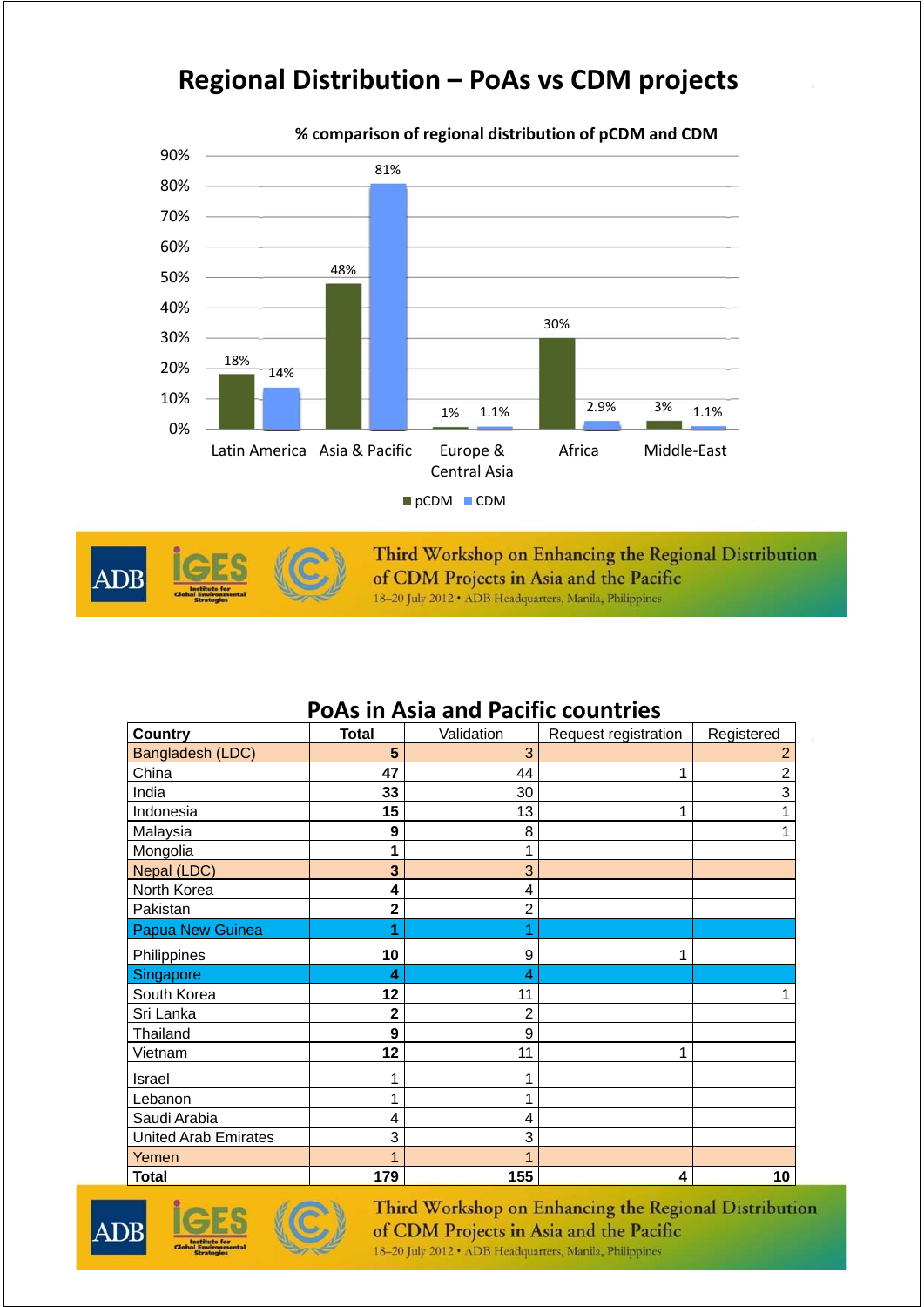# Regional Distribution – PoAs vs CDM projects

**% comparison of regional distribution of pCDM and CDM**

| Region | pCDM | CDM |
|---|---|---|
| Latin America | 18% | 14% |
| Asia & Pacific | 48% | 81% |
| Europe & Central Asia | 1% | 1.1% |
| Africa | 30% | 2.9% |
| Middle-East | 3% | 1.1% |

Third Workshop on Enhancing the Regional Distribution of CDM Projects in Asia and the Pacific
18–20 July 2012 • ADB Headquarters, Manila, Philippines

# PoAs in Asia and Pacific countries

| Country | Total | Validation | Request registration | Registered |
|---|---|---|---|---|
| Bangladesh (LDC) | 5 | 3 | | 2 |
| China | 47 | 44 | 1 | 2 |
| India | 33 | 30 | | 3 |
| Indonesia | 15 | 13 | 1 | 1 |
| Malaysia | 9 | 8 | | 1 |
| Mongolia | 1 | 1 | | |
| Nepal (LDC) | 3 | 3 | | |
| North Korea | 4 | 4 | | |
| Pakistan | 2 | 2 | | |
| Papua New Guinea | 1 | 1 | | |
| Philippines | 10 | 9 | 1 | |
| Singapore | 4 | 4 | | |
| South Korea | 12 | 11 | | 1 |
| Sri Lanka | 2 | 2 | | |
| Thailand | 9 | 9 | | |
| Vietnam | 12 | 11 | 1 | |
| Israel | 1 | 1 | | |
| Lebanon | 1 | 1 | | |
| Saudi Arabia | 4 | 4 | | |
| United Arab Emirates | 3 | 3 | | |
| Yemen | 1 | 1 | | |
| **Total** | **179** | **155** | **4** | **10** |

Third Workshop on Enhancing the Regional Distribution of CDM Projects in Asia and the Pacific
18–20 July 2012 • ADB Headquarters, Manila, Philippines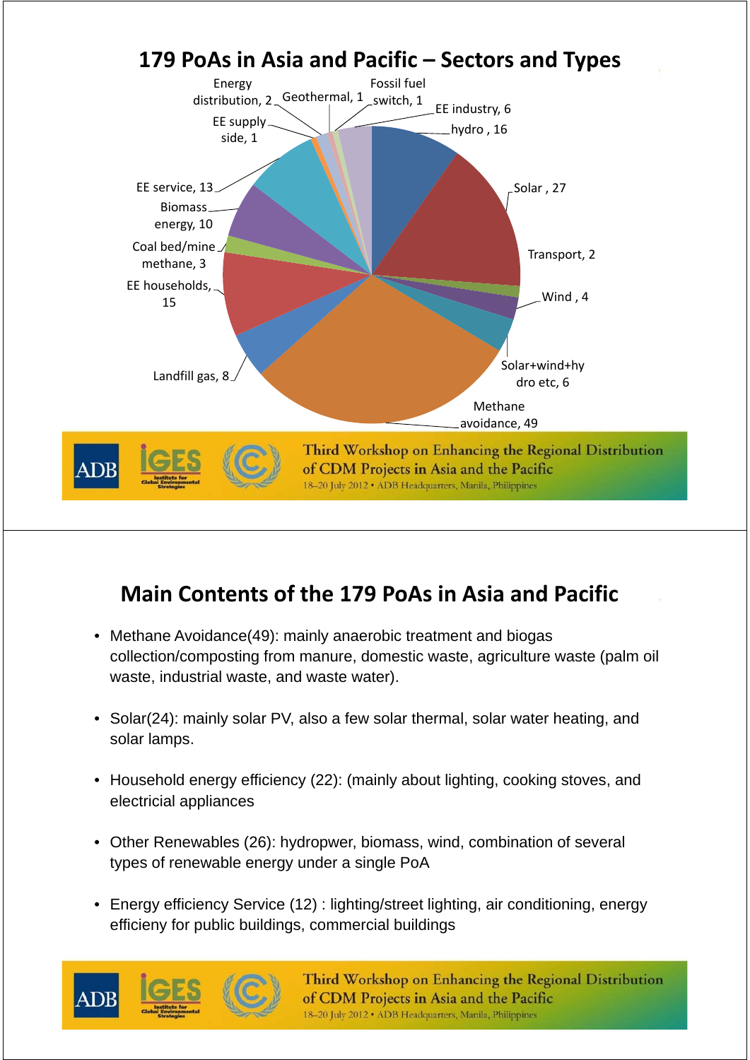## 179 PoAs in Asia and Pacific – Sectors and Types

Energy distribution, 2
Geothermal, 1
Fossil fuel switch, 1
EE industry, 6
EE supply side, 1
hydro, 16
Solar, 27
EE service, 13
Biomass energy, 10
Transport, 2
Coal bed/mine methane, 3
Wind, 4
EE households, 15
Solar+wind+hydro etc, 6
Landfill gas, 8
Methane avoidance, 49

Third Workshop on Enhancing the Regional Distribution of CDM Projects in Asia and the Pacific
18–20 July 2012 • ADB Headquarters, Manila, Philippines

## Main Contents of the 179 PoAs in Asia and Pacific

- Methane Avoidance(49): mainly anaerobic treatment and biogas collection/composting from manure, domestic waste, agriculture waste (palm oil waste, industrial waste, and waste water).

- Solar(24): mainly solar PV, also a few solar thermal, solar water heating, and solar lamps.

- Household energy efficiency (22): (mainly about lighting, cooking stoves, and electricial appliances

- Other Renewables (26): hydropwer, biomass, wind, combination of several types of renewable energy under a single PoA

- Energy efficiency Service (12) : lighting/street lighting, air conditioning, energy efficieny for public buildings, commercial buildings

Third Workshop on Enhancing the Regional Distribution of CDM Projects in Asia and the Pacific
18–20 July 2012 • ADB Headquarters, Manila, Philippines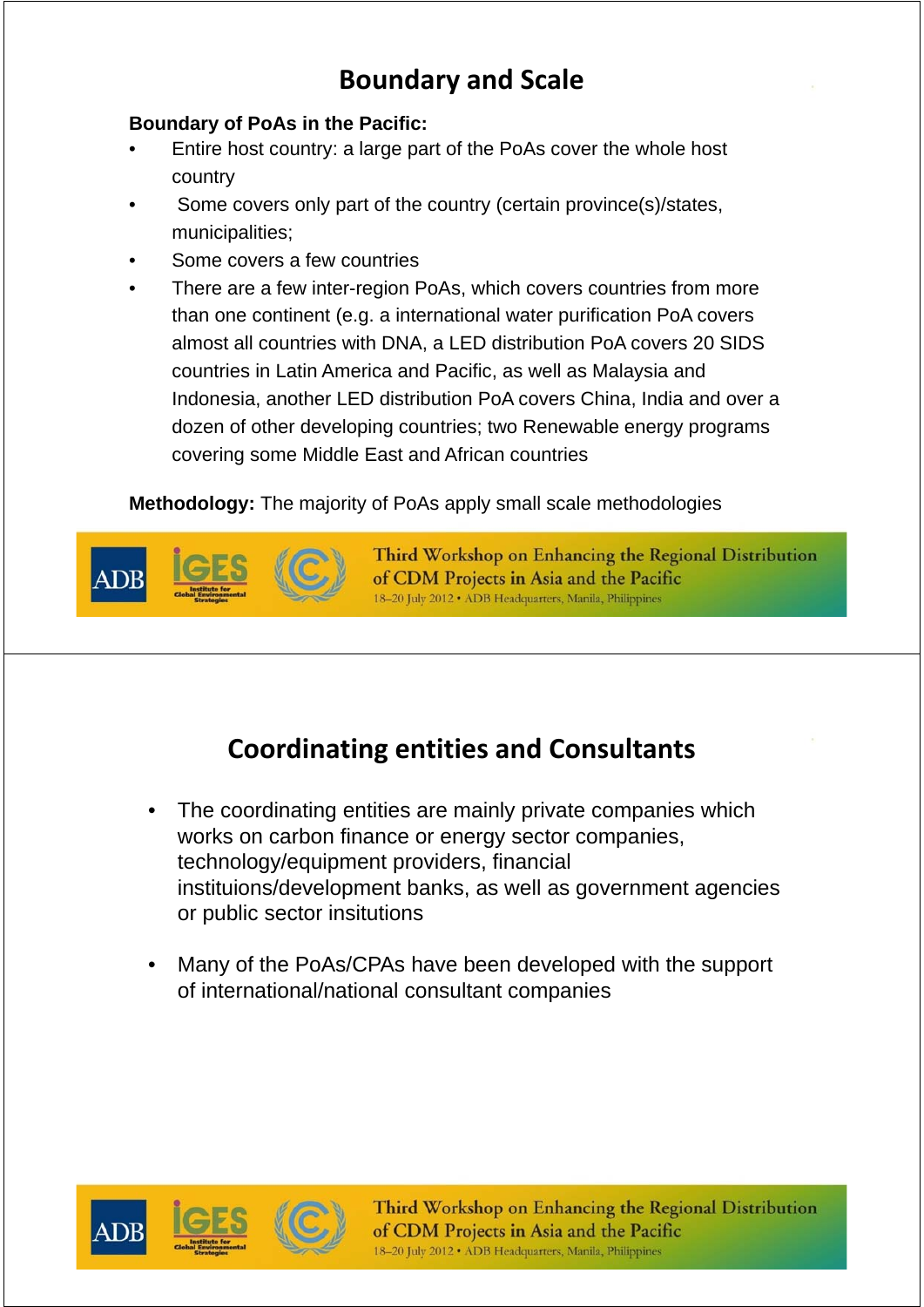# Boundary and Scale

**Boundary of PoAs in the Pacific:**

- Entire host country: a large part of the PoAs cover the whole host country
- Some covers only part of the country (certain province(s)/states, municipalities;
- Some covers a few countries
- There are a few inter-region PoAs, which covers countries from more than one continent (e.g. a international water purification PoA covers almost all countries with DNA, a LED distribution PoA covers 20 SIDS countries in Latin America and Pacific, as well as Malaysia and Indonesia, another LED distribution PoA covers China, India and over a dozen of other developing countries; two Renewable energy programs covering some Middle East and African countries

**Methodology:** The majority of PoAs apply small scale methodologies

# Coordinating entities and Consultants

- The coordinating entities are mainly private companies which works on carbon finance or energy sector companies, technology/equipment providers, financial instituions/development banks, as well as government agencies or public sector insitutions
- Many of the PoAs/CPAs have been developed with the support of international/national consultant companies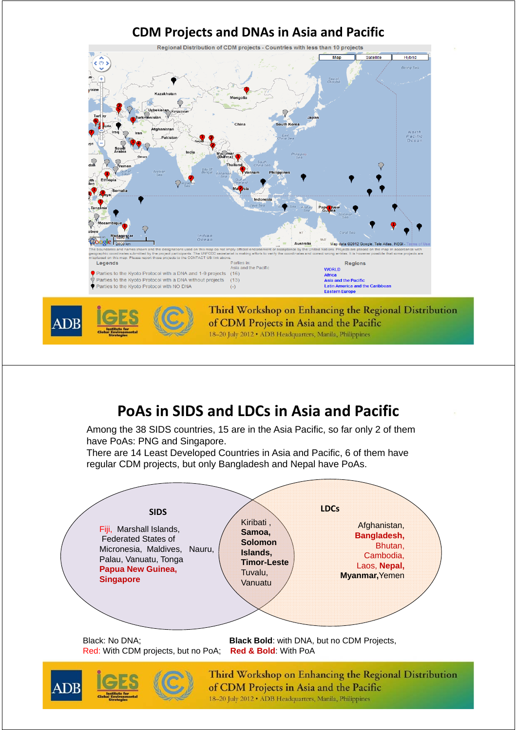# CDM Projects and DNAs in Asia and Pacific

Regional Distribution of CDM projects - Countries with less than 10 projects

The boundaries and names shown and the designations used on this map do not imply official endorsement or acceptance by the United Nations. Projects are placed on the map in accordance with geographic coordinates submitted by the project participants. The UNFCCC secretariat is making efforts to verify the coordinates and correct wrong entries. It is however possible that some projects are misplaced on this map. Please report those projects to the CONTACT US link above.

**Legends**

| | Parties in: Asia and the Pacific |
|---|---|
| Parties to the Kyoto Protocol with a DNA and 1-9 projects | (16) |
| Parties to the Kyoto Protocol with a DNA without projects | (13) |
| Parties to the Kyoto Protocol with NO DNA | (-) |

**Regions**

- WORLD
- Africa
- Asia and the Pacific
- Latin America and the Caribbean
- Eastern Europe

Third Workshop on Enhancing the Regional Distribution of CDM Projects in Asia and the Pacific
18–20 July 2012 • ADB Headquarters, Manila, Philippines

# PoAs in SIDS and LDCs in Asia and Pacific

Among the 38 SIDS countries, 15 are in the Asia Pacific, so far only 2 of them have PoAs: PNG and Singapore.
There are 14 Least Developed Countries in Asia and Pacific, 6 of them have regular CDM projects, but only Bangladesh and Nepal have PoAs.

**SIDS** (only): Fiji, Marshall Islands, Federated States of Micronesia, Maldives, Nauru, Palau, Vanuatu, Tonga, **Papua New Guinea**, **Singapore**

**SIDS and LDCs** (overlap): Kiribati, **Samoa**, **Solomon Islands**, **Timor-Leste**, Tuvalu, Vanuatu

**LDCs** (only): Afghanistan, **Bangladesh**, Bhutan, Cambodia, Laos, **Nepal**, **Myanmar**, Yemen

Black: No DNA; **Black Bold**: with DNA, but no CDM Projects,
Red: With CDM projects, but no PoA; **Red & Bold**: With PoA

Third Workshop on Enhancing the Regional Distribution of CDM Projects in Asia and the Pacific
18–20 July 2012 • ADB Headquarters, Manila, Philippines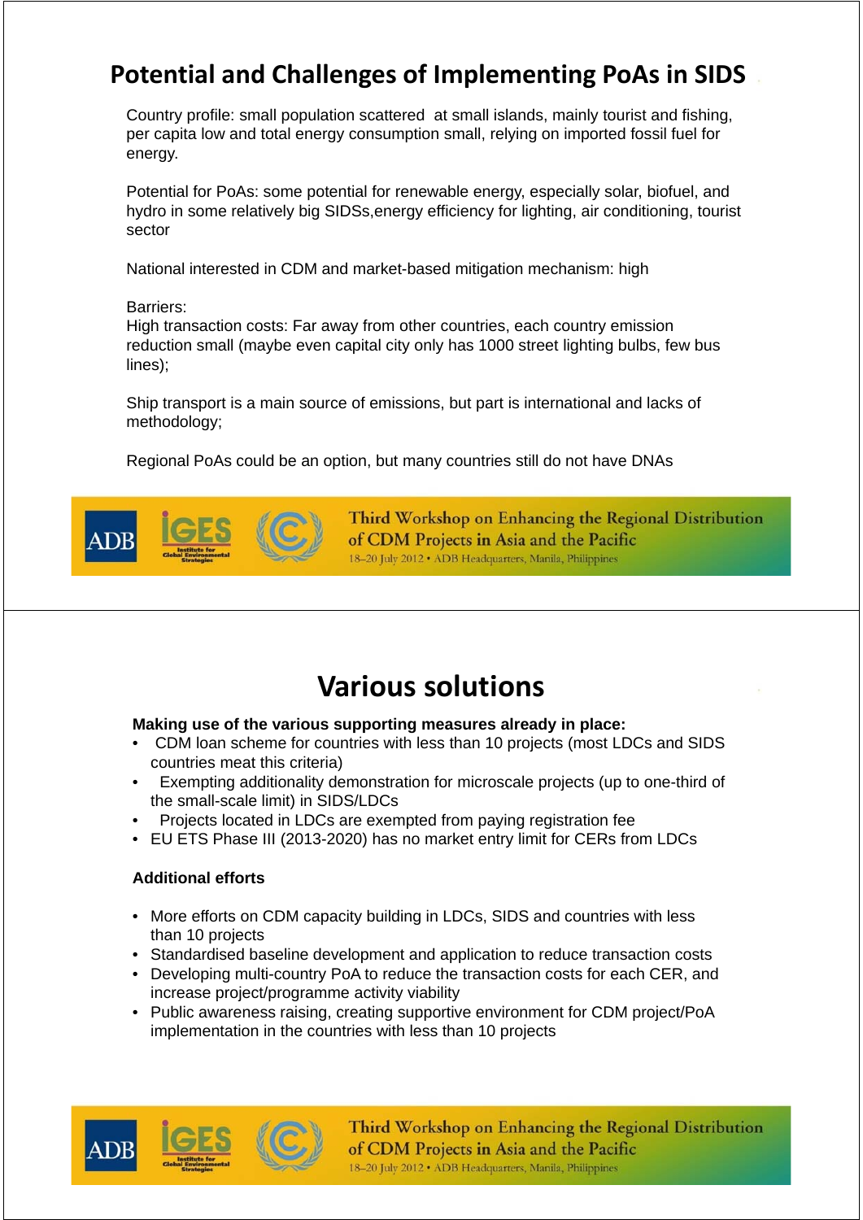## Potential and Challenges of Implementing PoAs in SIDS

Country profile: small population scattered at small islands, mainly tourist and fishing, per capita low and total energy consumption small, relying on imported fossil fuel for energy.

Potential for PoAs: some potential for renewable energy, especially solar, biofuel, and hydro in some relatively big SIDSs,energy efficiency for lighting, air conditioning, tourist sector

National interested in CDM and market-based mitigation mechanism: high

Barriers:
High transaction costs: Far away from other countries, each country emission reduction small (maybe even capital city only has 1000 street lighting bulbs, few bus lines);

Ship transport is a main source of emissions, but part is international and lacks of methodology;

Regional PoAs could be an option, but many countries still do not have DNAs

## Various solutions

**Making use of the various supporting measures already in place:**

- CDM loan scheme for countries with less than 10 projects (most LDCs and SIDS countries meat this criteria)
- Exempting additionality demonstration for microscale projects (up to one-third of the small-scale limit) in SIDS/LDCs
- Projects located in LDCs are exempted from paying registration fee
- EU ETS Phase III (2013-2020) has no market entry limit for CERs from LDCs

**Additional efforts**

- More efforts on CDM capacity building in LDCs, SIDS and countries with less than 10 projects
- Standardised baseline development and application to reduce transaction costs
- Developing multi-country PoA to reduce the transaction costs for each CER, and increase project/programme activity viability
- Public awareness raising, creating supportive environment for CDM project/PoA implementation in the countries with less than 10 projects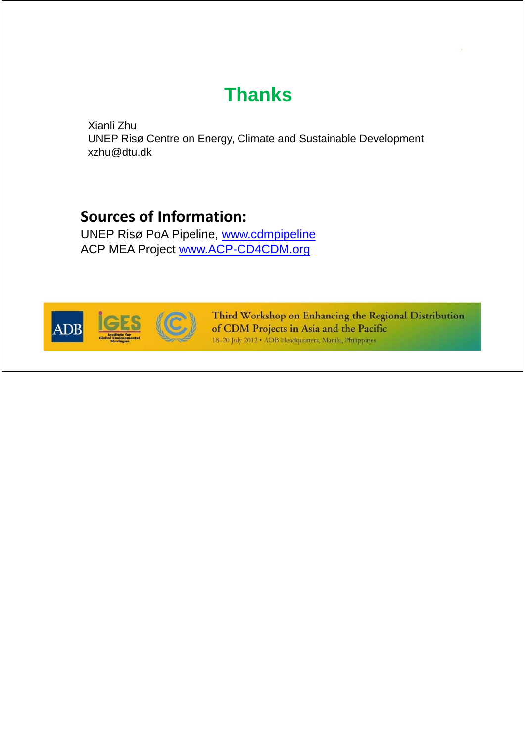# Thanks

Xianli Zhu
UNEP Risø Centre on Energy, Climate and Sustainable Development
xzhu@dtu.dk

## Sources of Information:

UNEP Risø PoA Pipeline, www.cdmpipeline
ACP MEA Project www.ACP-CD4CDM.org

ADB IGES Institute for Global Environmental Strategies

Third Workshop on Enhancing the Regional Distribution of CDM Projects in Asia and the Pacific
18–20 July 2012 • ADB Headquarters, Manila, Philippines